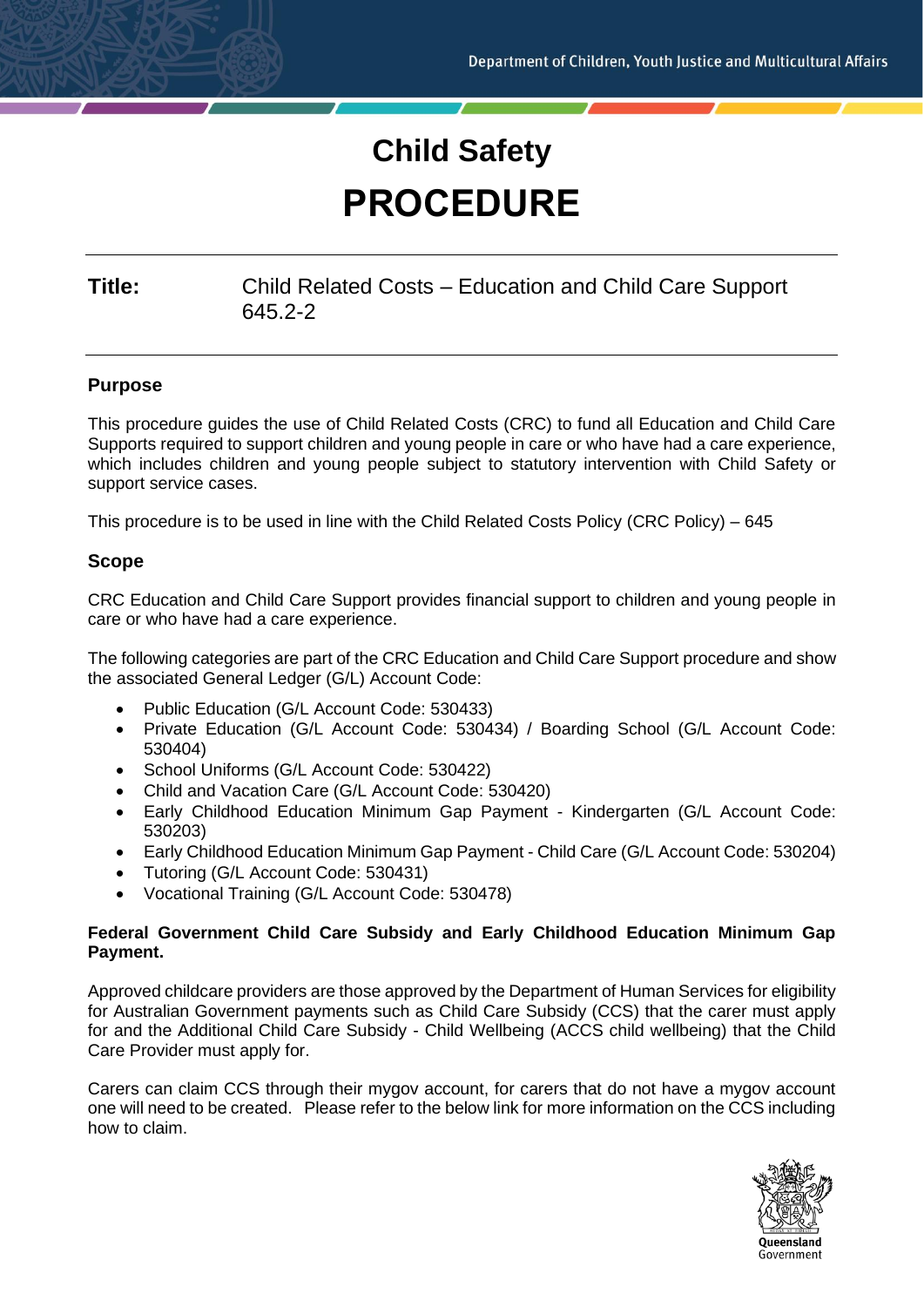Department of Children, Youth Justice and Multicultural Affairs

# Child Safety

# PROCEDURE

**Title:** Child Related Costs – Education and Child Care Support 645.2-2

## Purpose

This procedure guides the use of Child Related Costs (CRC) to fund all Education and Child Care Supports required to support children and young people in care or who have had a care experience, which includes children and young people subject to statutory intervention with Child Safety or support service cases.

This procedure is to be used in line with the Child Related Costs Policy (CRC Policy) – 645

## Scope

CRC Education and Child Care Support provides financial support to children and young people in care or who have had a care experience.

The following categories are part of the CRC Education and Child Care Support procedure and show the associated General Ledger (G/L) Account Code:

- Public Education (G/L Account Code: 530433)
- Private Education (G/L Account Code: 530434) / Boarding School (G/L Account Code: 530404)
- School Uniforms (G/L Account Code: 530422)
- Child and Vacation Care (G/L Account Code: 530420)
- Early Childhood Education Minimum Gap Payment - Kindergarten (G/L Account Code: 530203)
- Early Childhood Education Minimum Gap Payment - Child Care (G/L Account Code: 530204)
- Tutoring (G/L Account Code: 530431)
- Vocational Training (G/L Account Code: 530478)

**Federal Government Child Care Subsidy and Early Childhood Education Minimum Gap Payment.**

Approved childcare providers are those approved by the Department of Human Services for eligibility for Australian Government payments such as Child Care Subsidy (CCS) that the carer must apply for and the Additional Child Care Subsidy - Child Wellbeing (ACCS child wellbeing) that the Child Care Provider must apply for.

Carers can claim CCS through their mygov account, for carers that do not have a mygov account one will need to be created. Please refer to the below link for more information on the CCS including how to claim.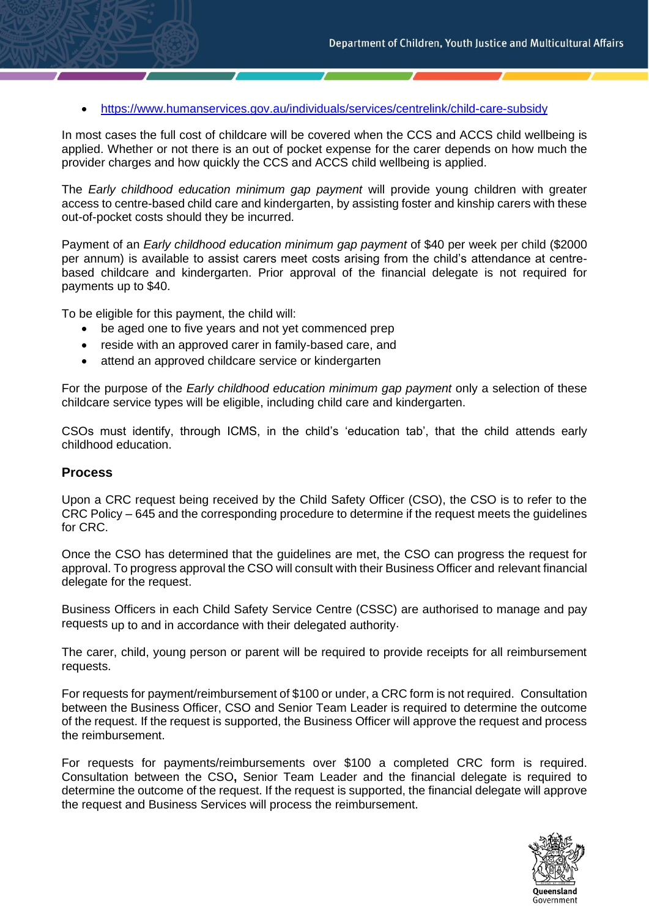- https://www.humanservices.gov.au/individuals/services/centrelink/child-care-subsidy

In most cases the full cost of childcare will be covered when the CCS and ACCS child wellbeing is applied. Whether or not there is an out of pocket expense for the carer depends on how much the provider charges and how quickly the CCS and ACCS child wellbeing is applied.

The *Early childhood education minimum gap payment* will provide young children with greater access to centre-based child care and kindergarten, by assisting foster and kinship carers with these out-of-pocket costs should they be incurred.

Payment of an *Early childhood education minimum gap payment* of $40 per week per child ($2000 per annum) is available to assist carers meet costs arising from the child's attendance at centre-based childcare and kindergarten. Prior approval of the financial delegate is not required for payments up to $40.

To be eligible for this payment, the child will:

- be aged one to five years and not yet commenced prep
- reside with an approved carer in family-based care, and
- attend an approved childcare service or kindergarten

For the purpose of the *Early childhood education minimum gap payment* only a selection of these childcare service types will be eligible, including child care and kindergarten.

CSOs must identify, through ICMS, in the child's 'education tab', that the child attends early childhood education.

## Process

Upon a CRC request being received by the Child Safety Officer (CSO), the CSO is to refer to the CRC Policy – 645 and the corresponding procedure to determine if the request meets the guidelines for CRC.

Once the CSO has determined that the guidelines are met, the CSO can progress the request for approval. To progress approval the CSO will consult with their Business Officer and relevant financial delegate for the request.

Business Officers in each Child Safety Service Centre (CSSC) are authorised to manage and pay requests up to and in accordance with their delegated authority.

The carer, child, young person or parent will be required to provide receipts for all reimbursement requests.

For requests for payment/reimbursement of $100 or under, a CRC form is not required. Consultation between the Business Officer, CSO and Senior Team Leader is required to determine the outcome of the request. If the request is supported, the Business Officer will approve the request and process the reimbursement.

For requests for payments/reimbursements over $100 a completed CRC form is required. Consultation between the CSO**,** Senior Team Leader and the financial delegate is required to determine the outcome of the request. If the request is supported, the financial delegate will approve the request and Business Services will process the reimbursement.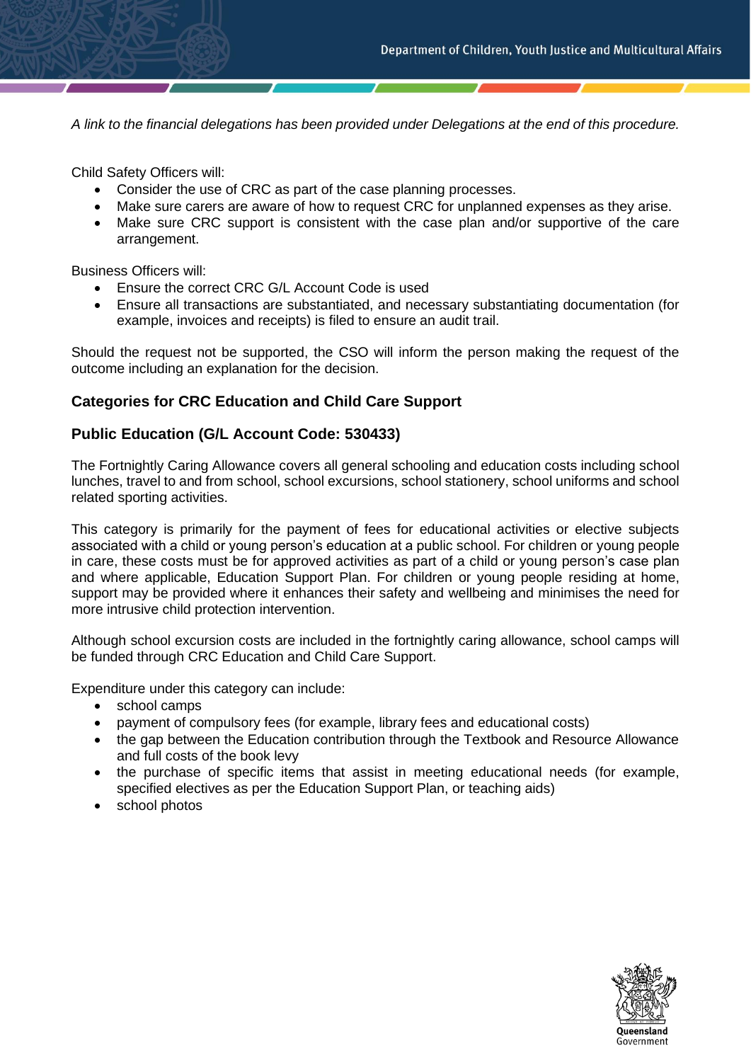*A link to the financial delegations has been provided under Delegations at the end of this procedure.*

Child Safety Officers will:

- Consider the use of CRC as part of the case planning processes.
- Make sure carers are aware of how to request CRC for unplanned expenses as they arise.
- Make sure CRC support is consistent with the case plan and/or supportive of the care arrangement.

Business Officers will:

- Ensure the correct CRC G/L Account Code is used
- Ensure all transactions are substantiated, and necessary substantiating documentation (for example, invoices and receipts) is filed to ensure an audit trail.

Should the request not be supported, the CSO will inform the person making the request of the outcome including an explanation for the decision.

## Categories for CRC Education and Child Care Support

### Public Education (G/L Account Code: 530433)

The Fortnightly Caring Allowance covers all general schooling and education costs including school lunches, travel to and from school, school excursions, school stationery, school uniforms and school related sporting activities.

This category is primarily for the payment of fees for educational activities or elective subjects associated with a child or young person's education at a public school. For children or young people in care, these costs must be for approved activities as part of a child or young person's case plan and where applicable, Education Support Plan. For children or young people residing at home, support may be provided where it enhances their safety and wellbeing and minimises the need for more intrusive child protection intervention.

Although school excursion costs are included in the fortnightly caring allowance, school camps will be funded through CRC Education and Child Care Support.

Expenditure under this category can include:

- school camps
- payment of compulsory fees (for example, library fees and educational costs)
- the gap between the Education contribution through the Textbook and Resource Allowance and full costs of the book levy
- the purchase of specific items that assist in meeting educational needs (for example, specified electives as per the Education Support Plan, or teaching aids)
- school photos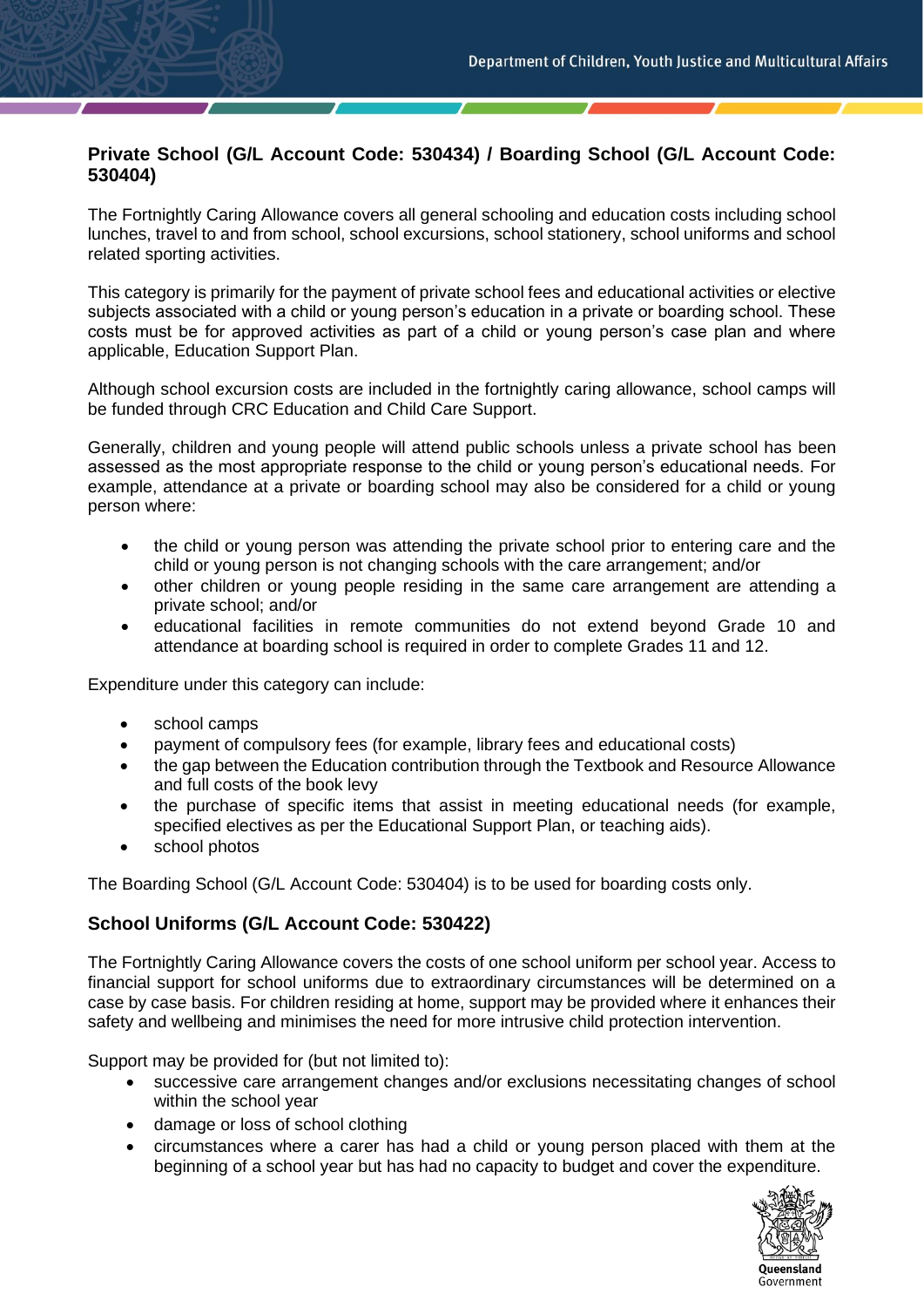## Private School (G/L Account Code: 530434) / Boarding School (G/L Account Code: 530404)

The Fortnightly Caring Allowance covers all general schooling and education costs including school lunches, travel to and from school, school excursions, school stationery, school uniforms and school related sporting activities.

This category is primarily for the payment of private school fees and educational activities or elective subjects associated with a child or young person's education in a private or boarding school. These costs must be for approved activities as part of a child or young person's case plan and where applicable, Education Support Plan.

Although school excursion costs are included in the fortnightly caring allowance, school camps will be funded through CRC Education and Child Care Support.

Generally, children and young people will attend public schools unless a private school has been assessed as the most appropriate response to the child or young person's educational needs. For example, attendance at a private or boarding school may also be considered for a child or young person where:

- the child or young person was attending the private school prior to entering care and the child or young person is not changing schools with the care arrangement; and/or
- other children or young people residing in the same care arrangement are attending a private school; and/or
- educational facilities in remote communities do not extend beyond Grade 10 and attendance at boarding school is required in order to complete Grades 11 and 12.

Expenditure under this category can include:

- school camps
- payment of compulsory fees (for example, library fees and educational costs)
- the gap between the Education contribution through the Textbook and Resource Allowance and full costs of the book levy
- the purchase of specific items that assist in meeting educational needs (for example, specified electives as per the Educational Support Plan, or teaching aids).
- school photos

The Boarding School (G/L Account Code: 530404) is to be used for boarding costs only.

## School Uniforms (G/L Account Code: 530422)

The Fortnightly Caring Allowance covers the costs of one school uniform per school year. Access to financial support for school uniforms due to extraordinary circumstances will be determined on a case by case basis. For children residing at home, support may be provided where it enhances their safety and wellbeing and minimises the need for more intrusive child protection intervention.

Support may be provided for (but not limited to):

- successive care arrangement changes and/or exclusions necessitating changes of school within the school year
- damage or loss of school clothing
- circumstances where a carer has had a child or young person placed with them at the beginning of a school year but has had no capacity to budget and cover the expenditure.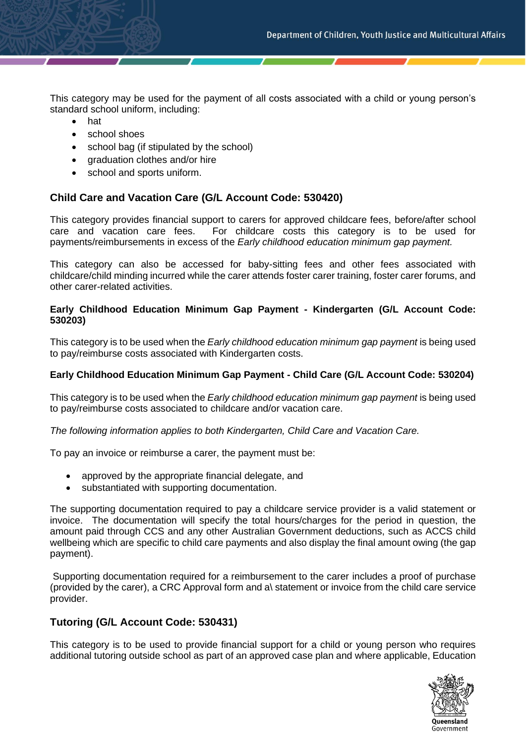This category may be used for the payment of all costs associated with a child or young person's standard school uniform, including:

- hat
- school shoes
- school bag (if stipulated by the school)
- graduation clothes and/or hire
- school and sports uniform.

## Child Care and Vacation Care (G/L Account Code: 530420)

This category provides financial support to carers for approved childcare fees, before/after school care and vacation care fees. For childcare costs this category is to be used for payments/reimbursements in excess of the *Early childhood education minimum gap payment.*

This category can also be accessed for baby-sitting fees and other fees associated with childcare/child minding incurred while the carer attends foster carer training, foster carer forums, and other carer-related activities.

### Early Childhood Education Minimum Gap Payment - Kindergarten (G/L Account Code: 530203)

This category is to be used when the *Early childhood education minimum gap payment* is being used to pay/reimburse costs associated with Kindergarten costs.

### Early Childhood Education Minimum Gap Payment - Child Care (G/L Account Code: 530204)

This category is to be used when the *Early childhood education minimum gap payment* is being used to pay/reimburse costs associated to childcare and/or vacation care.

*The following information applies to both Kindergarten, Child Care and Vacation Care.*

To pay an invoice or reimburse a carer, the payment must be:

- approved by the appropriate financial delegate, and
- substantiated with supporting documentation.

The supporting documentation required to pay a childcare service provider is a valid statement or invoice. The documentation will specify the total hours/charges for the period in question, the amount paid through CCS and any other Australian Government deductions, such as ACCS child wellbeing which are specific to child care payments and also display the final amount owing (the gap payment).

Supporting documentation required for a reimbursement to the carer includes a proof of purchase (provided by the carer), a CRC Approval form and a\ statement or invoice from the child care service provider.

## Tutoring (G/L Account Code: 530431)

This category is to be used to provide financial support for a child or young person who requires additional tutoring outside school as part of an approved case plan and where applicable, Education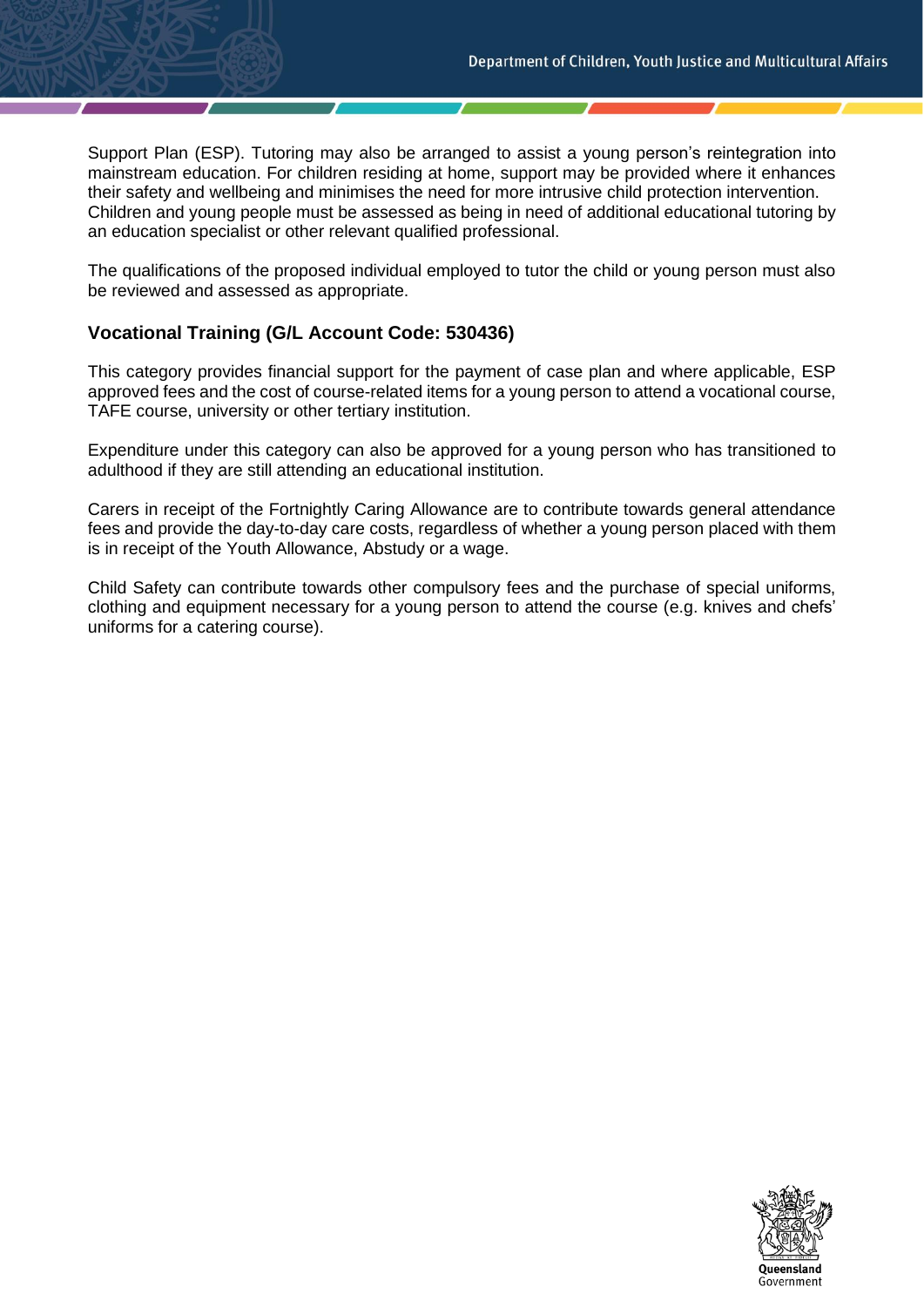Support Plan (ESP). Tutoring may also be arranged to assist a young person's reintegration into mainstream education. For children residing at home, support may be provided where it enhances their safety and wellbeing and minimises the need for more intrusive child protection intervention. Children and young people must be assessed as being in need of additional educational tutoring by an education specialist or other relevant qualified professional.

The qualifications of the proposed individual employed to tutor the child or young person must also be reviewed and assessed as appropriate.

### Vocational Training (G/L Account Code: 530436)

This category provides financial support for the payment of case plan and where applicable, ESP approved fees and the cost of course-related items for a young person to attend a vocational course, TAFE course, university or other tertiary institution.

Expenditure under this category can also be approved for a young person who has transitioned to adulthood if they are still attending an educational institution.

Carers in receipt of the Fortnightly Caring Allowance are to contribute towards general attendance fees and provide the day-to-day care costs, regardless of whether a young person placed with them is in receipt of the Youth Allowance, Abstudy or a wage.

Child Safety can contribute towards other compulsory fees and the purchase of special uniforms, clothing and equipment necessary for a young person to attend the course (e.g. knives and chefs' uniforms for a catering course).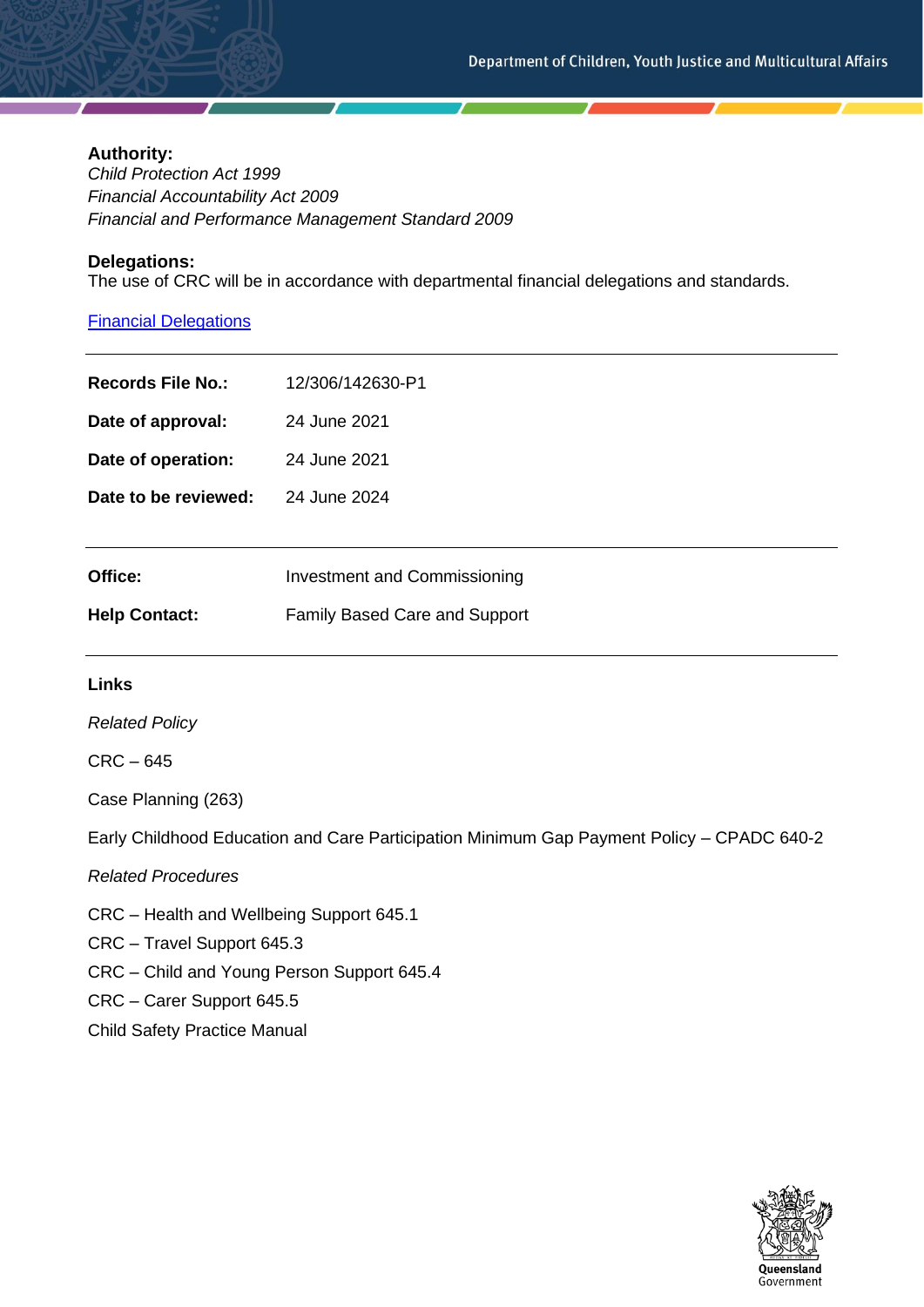**Authority:**
*Child Protection Act 1999*
*Financial Accountability Act 2009*
*Financial and Performance Management Standard 2009*

**Delegations:**
The use of CRC will be in accordance with departmental financial delegations and standards.

[Financial Delegations]

| | |
|---|---|
| **Records File No.:** | 12/306/142630-P1 |
| **Date of approval:** | 24 June 2021 |
| **Date of operation:** | 24 June 2021 |
| **Date to be reviewed:** | 24 June 2024 |

| | |
|---|---|
| **Office:** | Investment and Commissioning |
| **Help Contact:** | Family Based Care and Support |

**Links**

*Related Policy*

CRC – 645

Case Planning (263)

Early Childhood Education and Care Participation Minimum Gap Payment Policy – CPADC 640-2

*Related Procedures*

CRC – Health and Wellbeing Support 645.1

CRC – Travel Support 645.3

CRC – Child and Young Person Support 645.4

CRC – Carer Support 645.5

Child Safety Practice Manual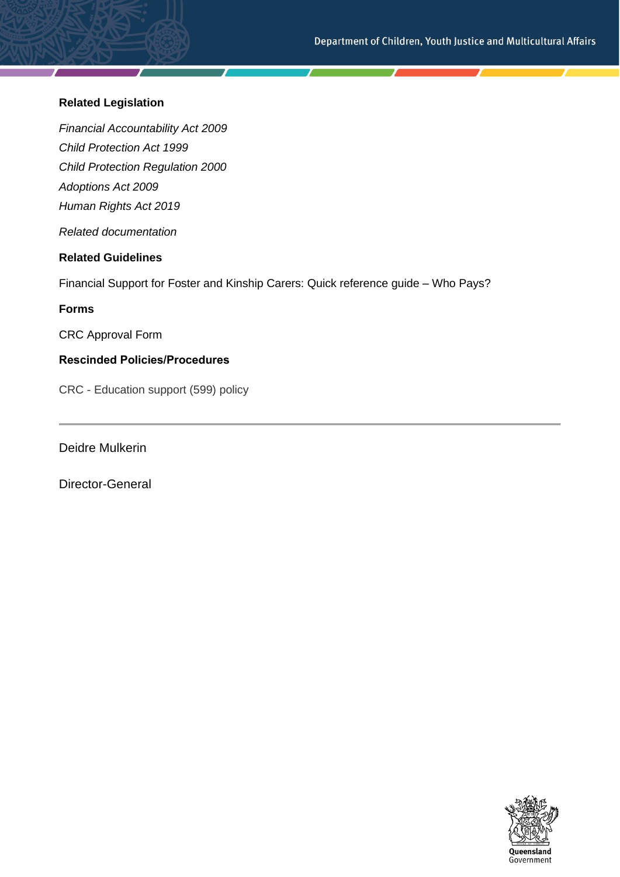**Related Legislation**

*Financial Accountability Act 2009*
*Child Protection Act 1999*
*Child Protection Regulation 2000*
*Adoptions Act 2009*
*Human Rights Act 2019*

*Related documentation*

**Related Guidelines**

Financial Support for Foster and Kinship Carers: Quick reference guide – Who Pays?

**Forms**

CRC Approval Form

**Rescinded Policies/Procedures**

CRC - Education support (599) policy

---

Deidre Mulkerin

Director-General